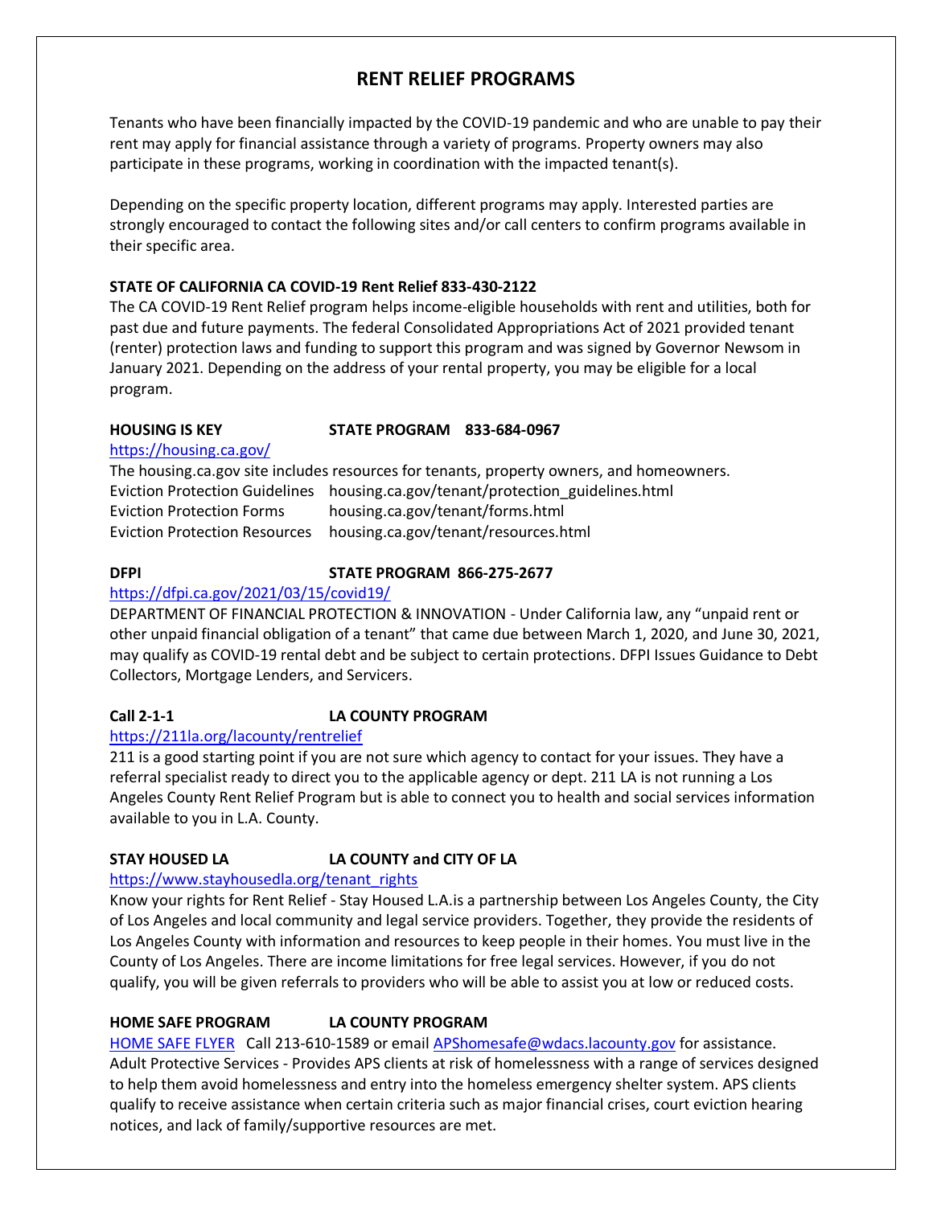# RENT RELIEF PROGRAMS

Tenants who have been financially impacted by the COVID-19 pandemic and who are unable to pay their rent may apply for financial assistance through a variety of programs. Property owners may also participate in these programs, working in coordination with the impacted tenant(s).

Depending on the specific property location, different programs may apply. Interested parties are strongly encouraged to contact the following sites and/or call centers to confirm programs available in their specific area.

**STATE OF CALIFORNIA CA COVID-19 Rent Relief 833-430-2122**

The CA COVID-19 Rent Relief program helps income-eligible households with rent and utilities, both for past due and future payments. The federal Consolidated Appropriations Act of 2021 provided tenant (renter) protection laws and funding to support this program and was signed by Governor Newsom in January 2021. Depending on the address of your rental property, you may be eligible for a local program.

**HOUSING IS KEY** **STATE PROGRAM 833-684-0967**

https://housing.ca.gov/

The housing.ca.gov site includes resources for tenants, property owners, and homeowners.

| | |
|---|---|
| Eviction Protection Guidelines | housing.ca.gov/tenant/protection_guidelines.html |
| Eviction Protection Forms | housing.ca.gov/tenant/forms.html |
| Eviction Protection Resources | housing.ca.gov/tenant/resources.html |

**DFPI** **STATE PROGRAM 866-275-2677**

https://dfpi.ca.gov/2021/03/15/covid19/

DEPARTMENT OF FINANCIAL PROTECTION & INNOVATION - Under California law, any "unpaid rent or other unpaid financial obligation of a tenant" that came due between March 1, 2020, and June 30, 2021, may qualify as COVID-19 rental debt and be subject to certain protections. DFPI Issues Guidance to Debt Collectors, Mortgage Lenders, and Servicers.

**Call 2-1-1** **LA COUNTY PROGRAM**

https://211la.org/lacounty/rentrelief

211 is a good starting point if you are not sure which agency to contact for your issues. They have a referral specialist ready to direct you to the applicable agency or dept. 211 LA is not running a Los Angeles County Rent Relief Program but is able to connect you to health and social services information available to you in L.A. County.

**STAY HOUSED LA** **LA COUNTY and CITY OF LA**

https://www.stayhousedla.org/tenant_rights

Know your rights for Rent Relief - Stay Housed L.A.is a partnership between Los Angeles County, the City of Los Angeles and local community and legal service providers. Together, they provide the residents of Los Angeles County with information and resources to keep people in their homes. You must live in the County of Los Angeles. There are income limitations for free legal services. However, if you do not qualify, you will be given referrals to providers who will be able to assist you at low or reduced costs.

**HOME SAFE PROGRAM** **LA COUNTY PROGRAM**

HOME SAFE FLYER Call 213-610-1589 or email APShomesafe@wdacs.lacounty.gov for assistance. Adult Protective Services - Provides APS clients at risk of homelessness with a range of services designed to help them avoid homelessness and entry into the homeless emergency shelter system. APS clients qualify to receive assistance when certain criteria such as major financial crises, court eviction hearing notices, and lack of family/supportive resources are met.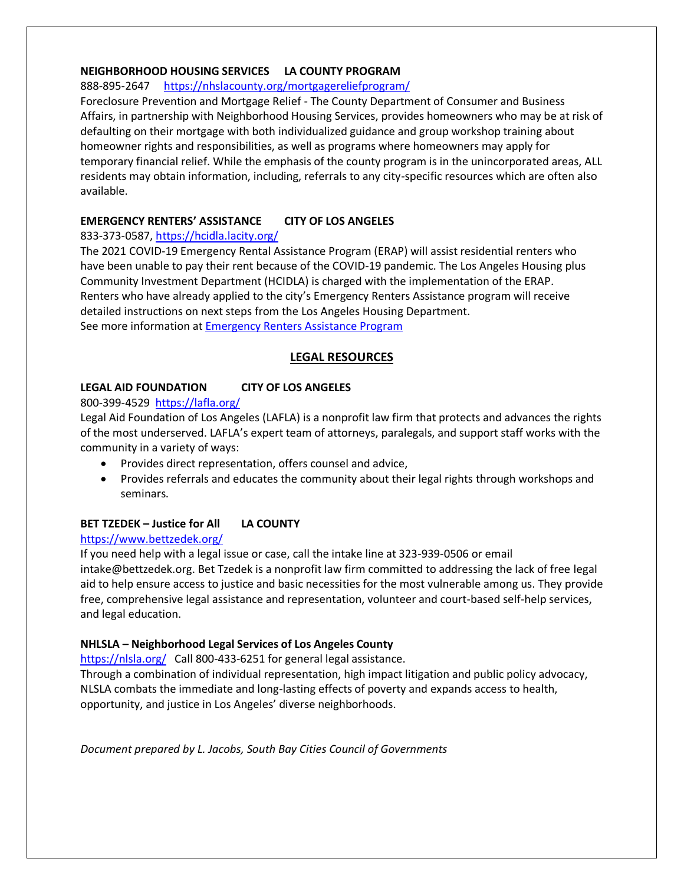**NEIGHBORHOOD HOUSING SERVICES LA COUNTY PROGRAM**

888-895-2647 https://nhslacounty.org/mortgagereliefprogram/

Foreclosure Prevention and Mortgage Relief - The County Department of Consumer and Business Affairs, in partnership with Neighborhood Housing Services, provides homeowners who may be at risk of defaulting on their mortgage with both individualized guidance and group workshop training about homeowner rights and responsibilities, as well as programs where homeowners may apply for temporary financial relief. While the emphasis of the county program is in the unincorporated areas, ALL residents may obtain information, including, referrals to any city-specific resources which are often also available.

**EMERGENCY RENTERS' ASSISTANCE CITY OF LOS ANGELES**

833-373-0587, https://hcidla.lacity.org/

The 2021 COVID-19 Emergency Rental Assistance Program (ERAP) will assist residential renters who have been unable to pay their rent because of the COVID-19 pandemic. The Los Angeles Housing plus Community Investment Department (HCIDLA) is charged with the implementation of the ERAP. Renters who have already applied to the city's Emergency Renters Assistance program will receive detailed instructions on next steps from the Los Angeles Housing Department.
See more information at Emergency Renters Assistance Program

## LEGAL RESOURCES

**LEGAL AID FOUNDATION CITY OF LOS ANGELES**

800-399-4529 https://lafla.org/

Legal Aid Foundation of Los Angeles (LAFLA) is a nonprofit law firm that protects and advances the rights of the most underserved. LAFLA's expert team of attorneys, paralegals, and support staff works with the community in a variety of ways:

- Provides direct representation, offers counsel and advice,
- Provides referrals and educates the community about their legal rights through workshops and seminars.

**BET TZEDEK – Justice for All LA COUNTY**

https://www.bettzedek.org/

If you need help with a legal issue or case, call the intake line at 323-939-0506 or email intake@bettzedek.org. Bet Tzedek is a nonprofit law firm committed to addressing the lack of free legal aid to help ensure access to justice and basic necessities for the most vulnerable among us. They provide free, comprehensive legal assistance and representation, volunteer and court-based self-help services, and legal education.

**NHLSLA – Neighborhood Legal Services of Los Angeles County**

https://nlsla.org/ Call 800-433-6251 for general legal assistance.

Through a combination of individual representation, high impact litigation and public policy advocacy, NLSLA combats the immediate and long-lasting effects of poverty and expands access to health, opportunity, and justice in Los Angeles' diverse neighborhoods.

*Document prepared by L. Jacobs, South Bay Cities Council of Governments*